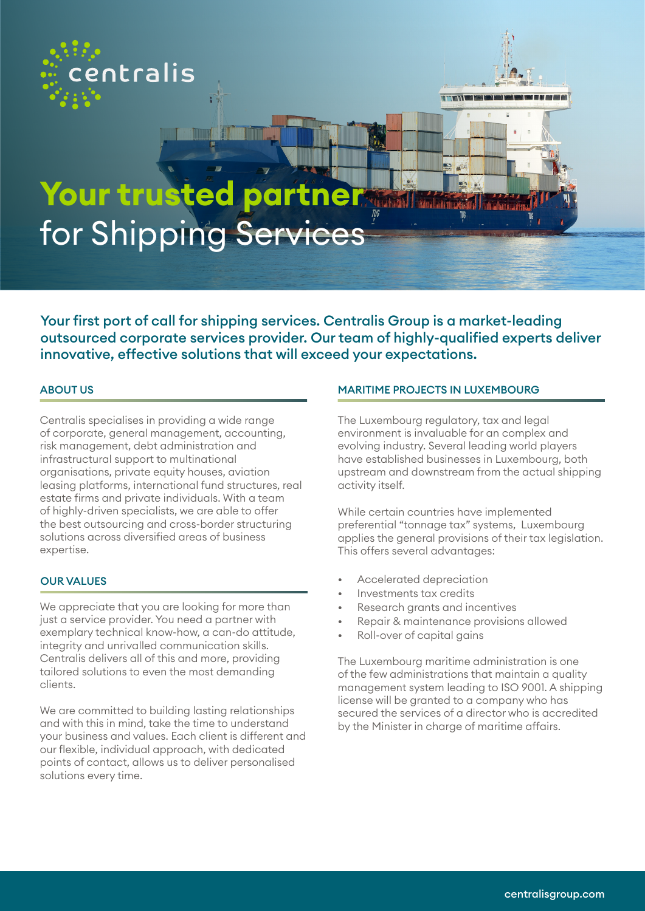centralis

# Your trusted partner for Shipping Services

**Your first port of call for shipping services. Centralis Group is a market-leading outsourced corporate services provider. Our team of highly-qualified experts deliver innovative, effective solutions that will exceed your expectations.**

## ABOUT US

Centralis specialises in providing a wide range of corporate, general management, accounting, risk management, debt administration and infrastructural support to multinational organisations, private equity houses, aviation leasing platforms, international fund structures, real estate firms and private individuals. With a team of highly-driven specialists, we are able to offer the best outsourcing and cross-border structuring solutions across diversified areas of business expertise.

## OUR VALUES

We appreciate that you are looking for more than just a service provider. You need a partner with exemplary technical know-how, a can-do attitude, integrity and unrivalled communication skills. Centralis delivers all of this and more, providing tailored solutions to even the most demanding clients.

We are committed to building lasting relationships and with this in mind, take the time to understand your business and values. Each client is different and our flexible, individual approach, with dedicated points of contact, allows us to deliver personalised solutions every time.

## MARITIME PROJECTS IN LUXEMBOURG

The Luxembourg regulatory, tax and legal environment is invaluable for an complex and evolving industry. Several leading world players have established businesses in Luxembourg, both upstream and downstream from the actual shipping activity itself.

While certain countries have implemented preferential "tonnage tax" systems, Luxembourg applies the general provisions of their tax legislation. This offers several advantages:

- Accelerated depreciation
- Investments tax credits
- Research grants and incentives
- Repair & maintenance provisions allowed
- Roll-over of capital gains

The Luxembourg maritime administration is one of the few administrations that maintain a quality management system leading to ISO 9001. A shipping license will be granted to a company who has secured the services of a director who is accredited by the Minister in charge of maritime affairs.

centralisgroup.com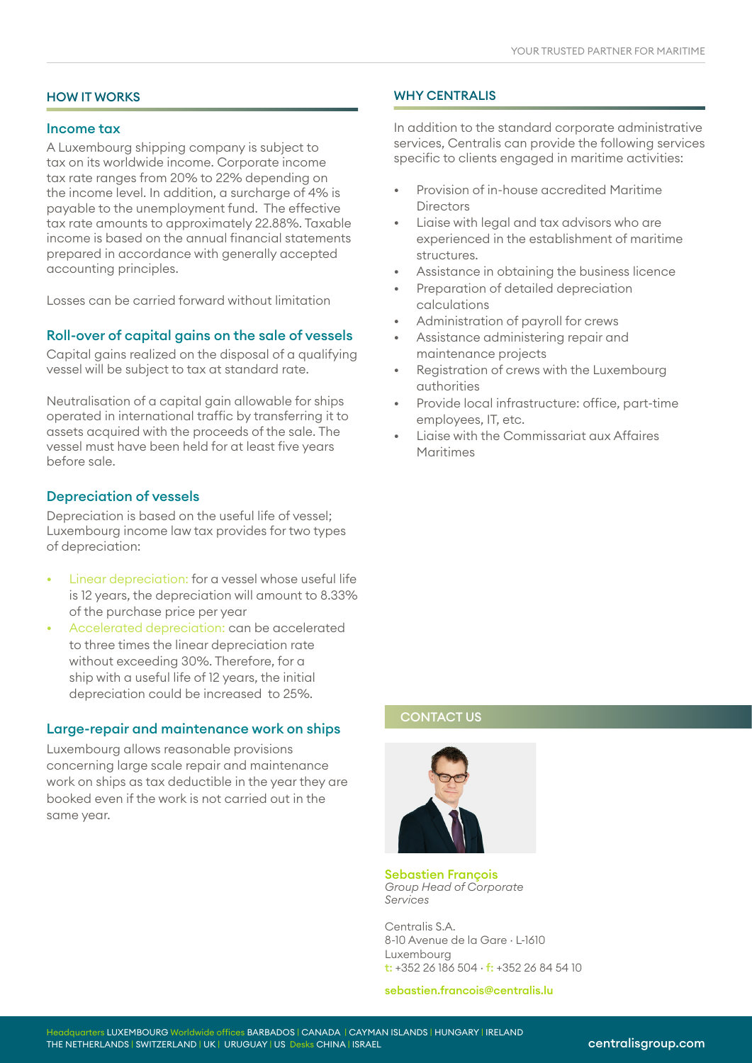## HOW IT WORKS

### Income tax

A Luxembourg shipping company is subject to tax on its worldwide income. Corporate income tax rate ranges from 20% to 22% depending on the income level. In addition, a surcharge of 4% is payable to the unemployment fund. The effective tax rate amounts to approximately 22.88%. Taxable income is based on the annual financial statements prepared in accordance with generally accepted accounting principles.

Losses can be carried forward without limitation

### Roll-over of capital gains on the sale of vessels

Capital gains realized on the disposal of a qualifying vessel will be subject to tax at standard rate.

Neutralisation of a capital gain allowable for ships operated in international traffic by transferring it to assets acquired with the proceeds of the sale. The vessel must have been held for at least five years before sale.

### Depreciation of vessels

Depreciation is based on the useful life of vessel; Luxembourg income law tax provides for two types of depreciation:

- Linear depreciation: for a vessel whose useful life is 12 years, the depreciation will amount to 8.33% of the purchase price per year
- Accelerated depreciation: can be accelerated to three times the linear depreciation rate without exceeding 30%. Therefore, for a ship with a useful life of 12 years, the initial depreciation could be increased to 25%.

### Large-repair and maintenance work on ships

Luxembourg allows reasonable provisions concerning large scale repair and maintenance work on ships as tax deductible in the year they are booked even if the work is not carried out in the same year.

## WHY CENTRALIS

In addition to the standard corporate administrative services, Centralis can provide the following services specific to clients engaged in maritime activities:

- Provision of in-house accredited Maritime Directors
- Liaise with legal and tax advisors who are experienced in the establishment of maritime structures.
- Assistance in obtaining the business licence
- Preparation of detailed depreciation calculations
- Administration of payroll for crews
- Assistance administering repair and maintenance projects
- Registration of crews with the Luxembourg authorities
- Provide local infrastructure: office, part-time employees, IT, etc.
- Liaise with the Commissariat aux Affaires Maritimes

## CONTACT US

**Sebastien François**
*Group Head of Corporate Services*

Centralis S.A.
8-10 Avenue de la Gare · L-1610
Luxembourg
t: +352 26 186 504 · f: +352 26 84 54 10

sebastien.francois@centralis.lu

Headquarters LUXEMBOURG Worldwide offices BARBADOS | CANADA | CAYMAN ISLANDS | HUNGARY | IRELAND
THE NETHERLANDS | SWITZERLAND | UK | URUGUAY | US Desks CHINA | ISRAEL

centralisgroup.com